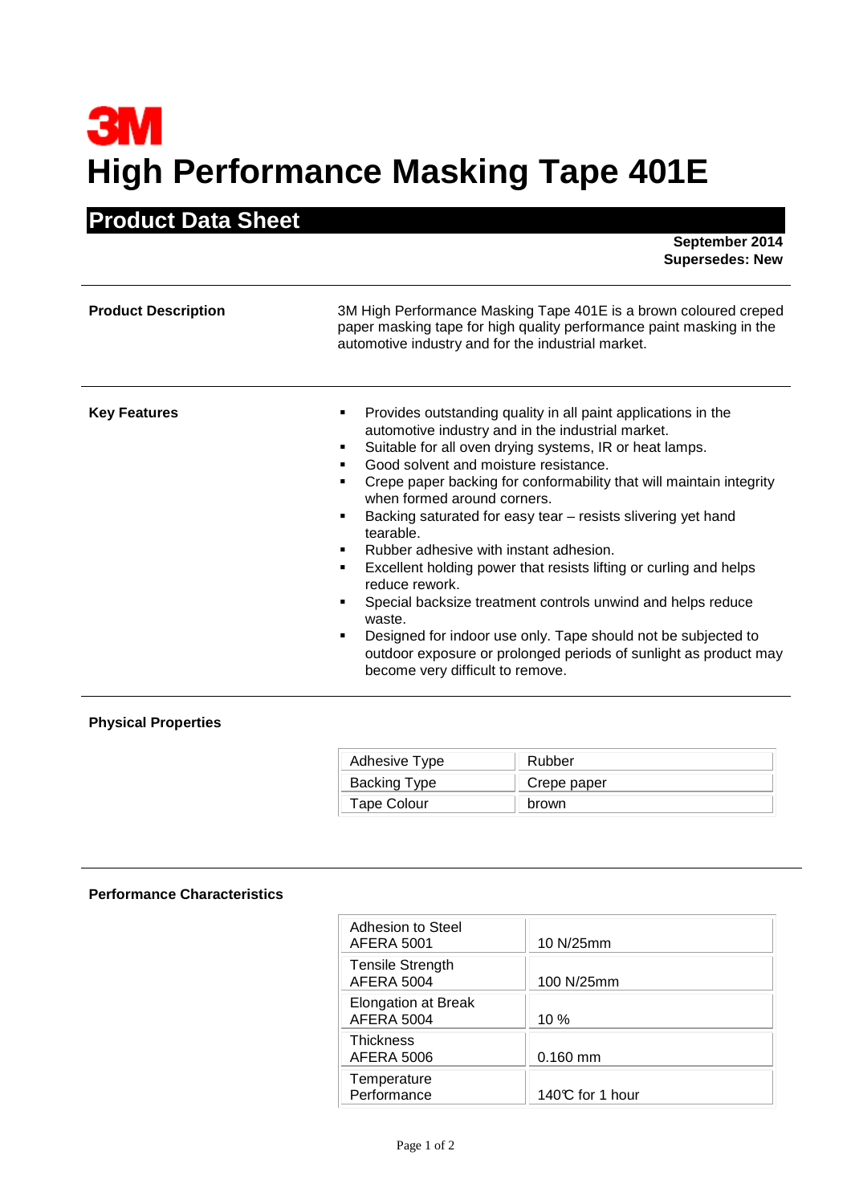3M

# High Performance Masking Tape 401E

## Product Data Sheet

**September 2014**
**Supersedes: New**

---

**Product Description**

3M High Performance Masking Tape 401E is a brown coloured creped paper masking tape for high quality performance paint masking in the automotive industry and for the industrial market.

---

**Key Features**

- Provides outstanding quality in all paint applications in the automotive industry and in the industrial market.
- Suitable for all oven drying systems, IR or heat lamps.
- Good solvent and moisture resistance.
- Crepe paper backing for conformability that will maintain integrity when formed around corners.
- Backing saturated for easy tear – resists slivering yet hand tearable.
- Rubber adhesive with instant adhesion.
- Excellent holding power that resists lifting or curling and helps reduce rework.
- Special backsize treatment controls unwind and helps reduce waste.
- Designed for indoor use only. Tape should not be subjected to outdoor exposure or prolonged periods of sunlight as product may become very difficult to remove.

---

**Physical Properties**

| Property | Value |
|---|---|
| Adhesive Type | Rubber |
| Backing Type | Crepe paper |
| Tape Colour | brown |

---

**Performance Characteristics**

| Characteristic | Value |
|---|---|
| Adhesion to Steel AFERA 5001 | 10 N/25mm |
| Tensile Strength AFERA 5004 | 100 N/25mm |
| Elongation at Break AFERA 5004 | 10 % |
| Thickness AFERA 5006 | 0.160 mm |
| Temperature Performance | 140℃ for 1 hour |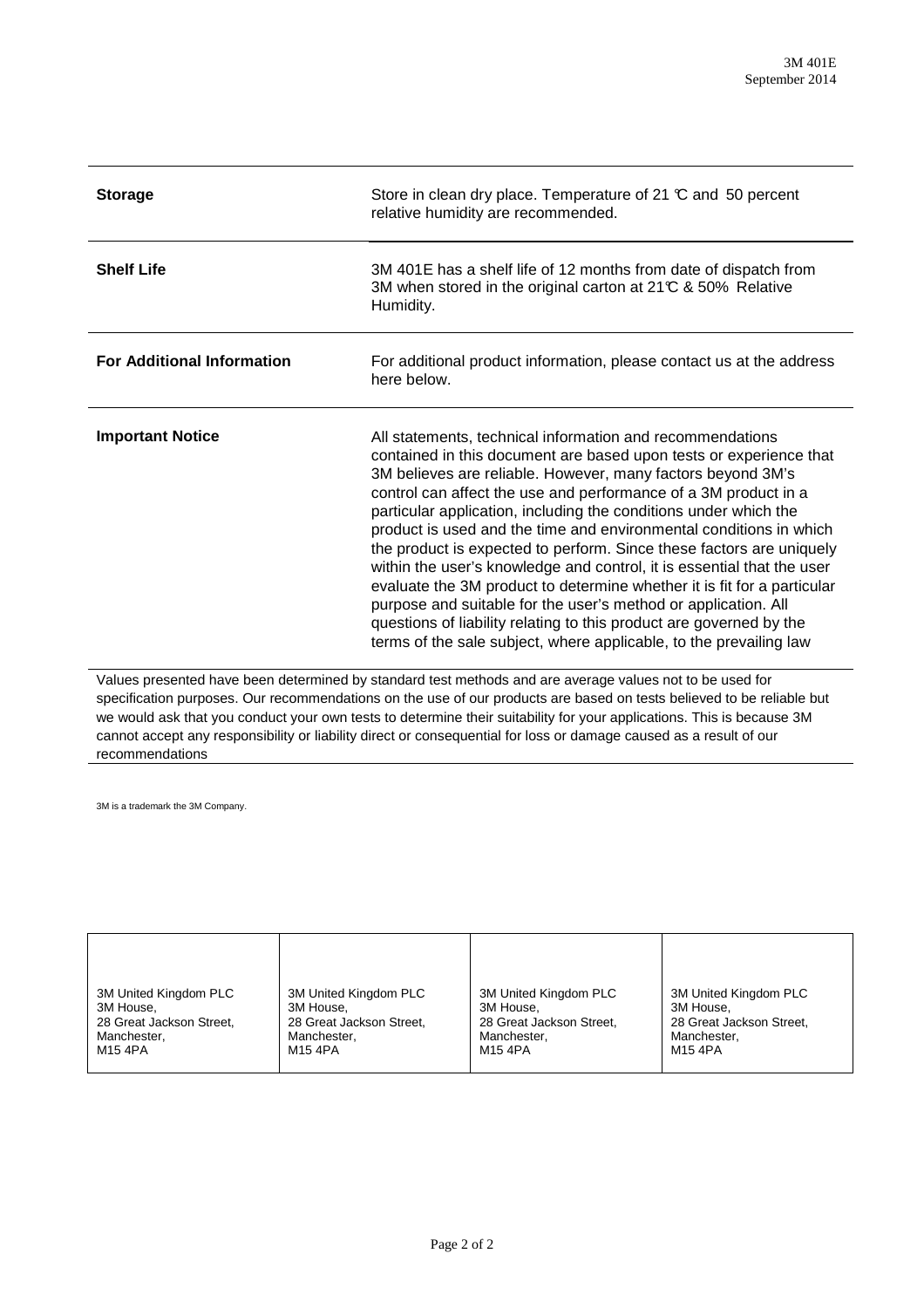| | |
|---|---|
| **Storage** | Store in clean dry place. Temperature of 21 °C and 50 percent relative humidity are recommended. |
| **Shelf Life** | 3M 401E has a shelf life of 12 months from date of dispatch from 3M when stored in the original carton at 21°C & 50% Relative Humidity. |
| **For Additional Information** | For additional product information, please contact us at the address here below. |
| **Important Notice** | All statements, technical information and recommendations contained in this document are based upon tests or experience that 3M believes are reliable. However, many factors beyond 3M's control can affect the use and performance of a 3M product in a particular application, including the conditions under which the product is used and the time and environmental conditions in which the product is expected to perform. Since these factors are uniquely within the user's knowledge and control, it is essential that the user evaluate the 3M product to determine whether it is fit for a particular purpose and suitable for the user's method or application. All questions of liability relating to this product are governed by the terms of the sale subject, where applicable, to the prevailing law |

Values presented have been determined by standard test methods and are average values not to be used for specification purposes. Our recommendations on the use of our products are based on tests believed to be reliable but we would ask that you conduct your own tests to determine their suitability for your applications. This is because 3M cannot accept any responsibility or liability direct or consequential for loss or damage caused as a result of our recommendations

3M is a trademark the 3M Company.

| | | | |
|---|---|---|---|
| 3M United Kingdom PLC<br>3M House,<br>28 Great Jackson Street,<br>Manchester,<br>M15 4PA | 3M United Kingdom PLC<br>3M House,<br>28 Great Jackson Street,<br>Manchester,<br>M15 4PA | 3M United Kingdom PLC<br>3M House,<br>28 Great Jackson Street,<br>Manchester,<br>M15 4PA | 3M United Kingdom PLC<br>3M House,<br>28 Great Jackson Street,<br>Manchester,<br>M15 4PA |